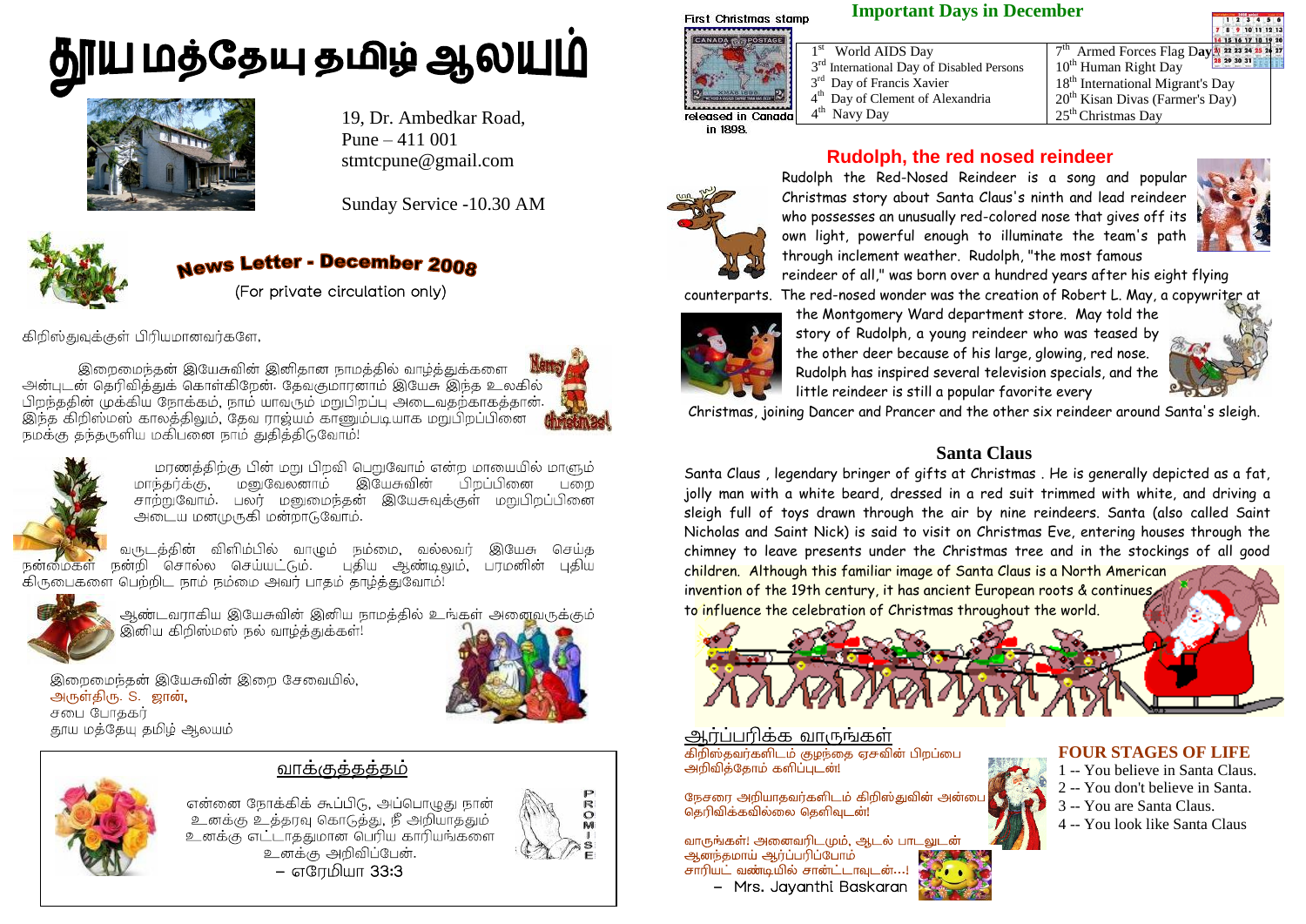# தூய மத்தேயு தமிழ் ஆலயம்

19, Dr. Ambedkar Road,
Pune – 411 001
stmtcpune@gmail.com

Sunday Service -10.30 AM

## News Letter - December 2008

(For private circulation only)

கிறிஸ்துவுக்குள் பிரியமானவர்களே,

இறைமைந்தன் இயேசுவின் இனிதான நாமத்தில் வாழ்த்துக்களை அன்புடன் தெரிவித்துக் கொள்கிறேன். தேவகுமாரனாம் இயேசு இந்த உலகில் பிறந்ததின் முக்கிய நோக்கம், நாம் யாவரும் மறுபிறப்பு அடைவதற்காகத்தான். இந்த கிறிஸ்மஸ் காலத்திலும், தேவ ராஜ்யம் காணும்படியாக மறுபிறப்பினை நமக்கு தந்தருளிய மகிபனை நாம் துதித்திடுவோம்!

மரணத்திற்கு பின் மறு பிறவி பெறுவோம் என்ற மாயையில் மாளும் மாந்தர்க்கு, மனுவேலனாம் இயேசுவின் பிறப்பினை பறை சாற்றுவோம். பலர் மனுமைந்தன் இயேசுவுக்குள் மறுபிறப்பினை அடைய மனமுருகி மன்றாடுவோம்.

வருடத்தின் விளிம்பில் வாழும் நம்மை, வல்லவர் இயேசு செய்த நன்மைகள் நன்றி சொல்ல செய்யட்டும். புதிய ஆண்டிலும், பரமனின் புதிய கிருபைகளை பெற்றிட நாம் நம்மை அவர் பாதம் தாழ்த்துவோம்!

ஆண்டவராகிய இயேசுவின் இனிய நாமத்தில் உங்கள் அனைவருக்கும் இனிய கிறிஸ்மஸ் நல் வாழ்த்துக்கள்!

இறைமைந்தன் இயேசுவின் இறை சேவையில்,
அருள்திரு. S. ஜான்,
சபை போதகர்
தூய மத்தேயு தமிழ் ஆலயம்

### வாக்குத்தத்தம்

என்னை நோக்கிக் கூப்பிடு, அப்பொழுது நான் உனக்கு உத்தரவு கொடுத்து, நீ அறியாததும் உனக்கு எட்டாததுமான பெரிய காரியங்களை உனக்கு அறிவிப்பேன்.
– எரேமியா 33:3

PROMISE

First Christmas stamp released in Canada in 1898.

## Important Days in December

| | |
|---|---|
| 1st World AIDS Day | 7th Armed Forces Flag Day |
| 3rd International Day of Disabled Persons | 10th Human Right Day |
| 3rd Day of Francis Xavier | 18th International Migrant's Day |
| 4th Day of Clement of Alexandria | 20th Kisan Divas (Farmer's Day) |
| 4th Navy Day | 25th Christmas Day |

## Rudolph, the red nosed reindeer

Rudolph the Red-Nosed Reindeer is a song and popular Christmas story about Santa Claus's ninth and lead reindeer who possesses an unusually red-colored nose that gives off its own light, powerful enough to illuminate the team's path through inclement weather. Rudolph, "the most famous reindeer of all," was born over a hundred years after his eight flying counterparts. The red-nosed wonder was the creation of Robert L. May, a copywriter at the Montgomery Ward department store. May told the story of Rudolph, a young reindeer who was teased by the other deer because of his large, glowing, red nose. Rudolph has inspired several television specials, and the little reindeer is still a popular favorite every Christmas, joining Dancer and Prancer and the other six reindeer around Santa's sleigh.

## Santa Claus

Santa Claus , legendary bringer of gifts at Christmas . He is generally depicted as a fat, jolly man with a white beard, dressed in a red suit trimmed with white, and driving a sleigh full of toys drawn through the air by nine reindeers. Santa (also called Saint Nicholas and Saint Nick) is said to visit on Christmas Eve, entering houses through the chimney to leave presents under the Christmas tree and in the stockings of all good children. Although this familiar image of Santa Claus is a North American invention of the 19th century, it has ancient European roots & continues to influence the celebration of Christmas throughout the world.

### ஆர்ப்பரிக்க வாருங்கள்

கிறிஸ்தவர்களிடம் குழந்தை ஏசுவின் பிறப்பை அறிவித்தோம் களிப்புடன்!

நேசரை அறியாதவர்களிடம் கிறிஸ்துவின் அன்பை தெரிவிக்கவில்லை தெளிவுடன்!

வாருங்கள்! அனைவரிடமும், ஆடல் பாடலுடன் ஆனந்தமாய் ஆர்ப்பரிப்போம்
சாரியட் வண்டியில் சான்ட்டாவுடன்...!
– Mrs. Jayanthi Baskaran

### FOUR STAGES OF LIFE

1 -- You believe in Santa Claus.
2 -- You don't believe in Santa.
3 -- You are Santa Claus.
4 -- You look like Santa Claus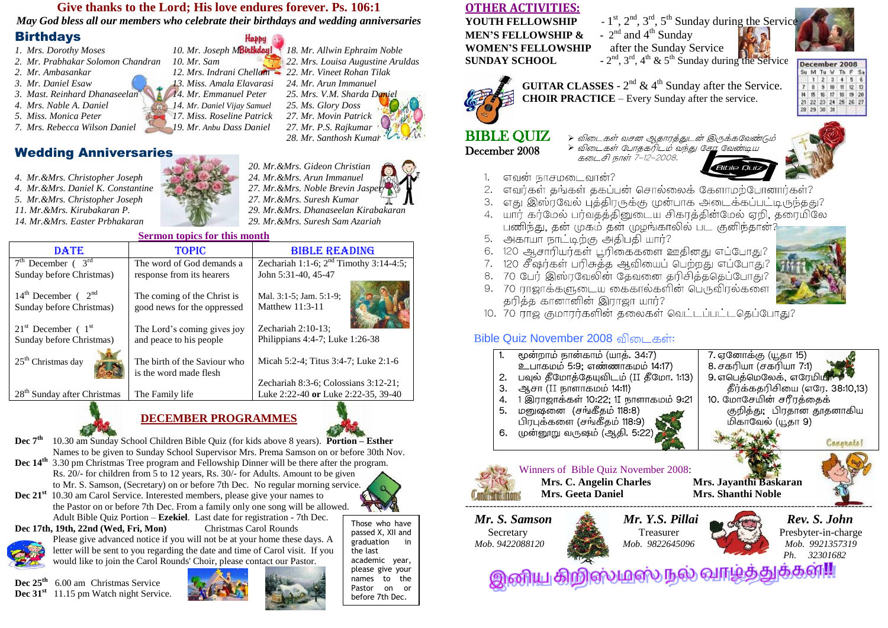**Give thanks to the Lord; His love endures forever. Ps. 106:1**

***May God bless all our members who celebrate their birthdays and wedding anniversaries***

## Birthdays

1. Mrs. Dorothy Moses
2. Mr. Prabhakar Solomon Chandran
2. Mr. Ambasankar
3. Mr. Daniel Esaw
3. Mast. Reinhard Dhanaseelan
4. Mrs. Nable A. Daniel
5. Miss. Monica Peter
7. Mrs. Rebecca Wilson Daniel
10. Mr. Joseph M
10. Mr. Sam
12. Mrs. Indrani Chellam
13. Miss. Amala Elavarasi
14. Mr. Emmanuel Peter
14. Mr. Daniel Vijay Samuel
17. Miss. Roseline Patrick
19. Mr. Anbu Dass Daniel
18. Mr. Allwin Ephraim Noble
22. Mrs. Louisa Augustine Aruldas
22. Mr. Vineet Rohan Tilak
24. Mr. Arun Immanuel
25. Mrs. V.M. Sharda Daniel
25. Ms. Glory Doss
27. Mr. Movin Patrick
27. Mr. P.S. Rajkumar
28. Mr. Santhosh Kumar

## Wedding Anniversaries

4. Mr.&Mrs. Christopher Joseph
4. Mr.&Mrs. Daniel K. Constantine
5. Mr.&Mrs. Christopher Joseph
11. Mr.&Mrs. Kirubakaran P.
14. Mr.&Mrs. Easter Prbhakaran
20. Mr.&Mrs. Gideon Christian
24. Mr.&Mrs. Arun Immanuel
27. Mr.&Mrs. Noble Brevin Jasper
27. Mr.&Mrs. Suresh Kumar
29. Mr.&Mrs. Dhanaseelan Kirabakaran
29. Mr.&Mrs. Suresh Sam Azariah

### Sermon topics for this month

| DATE | TOPIC | BIBLE READING |
|---|---|---|
| 7th December ( 3rd Sunday before Christmas) | The word of God demands a response from its hearers | Zechariah 1:1-6; 2nd Timothy 3:14-4:5; John 5:31-40, 45-47 |
| 14th December ( 2nd Sunday before Christmas) | The coming of the Christ is good news for the oppressed | Mal. 3:1-5; Jam. 5:1-9; Matthew 11:3-11 |
| 21st December ( 1st Sunday before Christmas) | The Lord's coming gives joy and peace to his people | Zechariah 2:10-13; Philippians 4:4-7; Luke 1:26-38 |
| 25th Christmas day | The birth of the Saviour who is the word made flesh | Micah 5:2-4; Titus 3:4-7; Luke 2:1-6 |
| 28th Sunday after Christmas | The Family life | Zechariah 8:3-6; Colossians 3:12-21; Luke 2:22-40 **or** Luke 2:22-35, 39-40 |

### DECEMBER PROGRAMMES

**Dec 7th** 10.30 am Sunday School Children Bible Quiz (for kids above 8 years). **Portion – Esther** Names to be given to Sunday School Supervisor Mrs. Prema Samson on or before 30th Nov.

**Dec 14th** 3.30 pm Christmas Tree program and Fellowship Dinner will be there after the program. Rs. 20/- for children from 5 to 12 years, Rs. 30/- for Adults. Amount to be given to Mr. S. Samson, (Secretary) on or before 7th Dec. No regular morning service.

**Dec 21st** 10.30 am Carol Service. Interested members, please give your names to the Pastor on or before 7th Dec. From a family only one song will be allowed. Adult Bible Quiz Portion – **Ezekiel**. Last date for registration - 7th Dec.

**Dec 17th, 19th, 22nd (Wed, Fri, Mon)** Christmas Carol Rounds
Please give advanced notice if you will not be at your home these days. A letter will be sent to you regarding the date and time of Carol visit. If you would like to join the Carol Rounds' Choir, please contact our Pastor.

**Dec 25th** 6.00 am Christmas Service
**Dec 31st** 11.15 pm Watch night Service.

Those who have passed X, XII and graduation in the last academic year, please give your names to the Pastor on or before 7th Dec.

### OTHER ACTIVITIES:

**YOUTH FELLOWSHIP** - 1st, 2nd, 3rd, 5th Sunday during the Service
**MEN'S FELLOWSHIP & WOMEN'S FELLOWSHIP** - 2nd and 4th Sunday after the Sunday Service
**SUNDAY SCHOOL** - 2nd, 3rd, 4th & 5th Sunday during the Service

**GUITAR CLASSES** - 2nd & 4th Sunday after the Service.
**CHOIR PRACTICE** – Every Sunday after the service.

## BIBLE QUIZ
December 2008

- விடைகள் வசன ஆதாரத்துடன் இருக்கவேண்டும்
- விடைகள் போதகரிடம் வந்து சேர வேண்டிய கடைசி நாள் 7-12-2008.

1. எவன் நாசமடைவான்?
2. எவர்கள் தங்கள் தகப்பன் சொல்லைக் கேளாமற்போனார்கள்?
3. எது இஸ்ரவேல் புத்திரருக்கு முன்பாக அடைக்கப்பட்டிருந்தது?
4. யார் கர்மேல் பர்வதத்தினுடைய சிகரத்தின்மேல் ஏறி, தரையிலே பணிந்து, தன் முகம் தன் முழங்காலில் பட குனிந்தான்?
5. அகாயா நாட்டிற்கு அதிபதி யார்?
6. 120 ஆசாரியர்கள் பூரிகைகளை ஊதினது எப்போது?
7. 120 சீஷர்கள் பரிசுத்த ஆவியைப் பெற்றது எப்போது?
8. 70 பேர் இஸ்ரவேலின் தேவனை தரிசித்ததெப்போது?
9. 70 ராஜாக்களுடைய கைகால்களின் பெருவிரல்களை தரித்த கானானின் இராஜா யார்?
10. 70 ராஜ குமாரர்களின் தலைகள் வெட்டப்பட்டதெப்போது?

### Bible Quiz November 2008 விடைகள்:

| | |
|---|---|
| 1. மூன்றாம் நாள்காம் (யாத். 34:7) உபாகமம் 5:9; எண்ணாகமம் 14:17) | 7. ஏனோக்கு (யூதா 15) |
| 2. பவுல் தீமோத்தேயுவிடம் (II தீமோ. 1:13) | 8. சகரியா (சகரியா 7:1) |
| 3. ஆசா (II நாளாகமம் 14:11) | 9. எபெத்மெலேக், எரேமியா தீர்க்கதரிசியை (எரே. 38:10,13) |
| 4. 1 இராஜாக்கள் 10:22; II நாளாகமம் 9:21 | 10. மோசேயின் சரீரத்தைக் குறித்து; பிரதான தூதனாகிய மிகாவேல் (யூதா 9) |
| 5. மனுஷனை (சங்கீதம் 118:8) பிரபுக்களை (சங்கீதம் 118:9) | |
| 6. முன்னூறு வருஷம் (ஆதி. 5:22) | |

Winners of Bible Quiz November 2008:
**Mrs. C. Angelin Charles** **Mrs. Jayanthi Baskaran**
**Mrs. Geeta Daniel** **Mrs. Shanthi Noble**

***Mr. S. Samson***
Secretary
*Mob. 9422088120*

***Mr. Y.S. Pillai***
Treasurer
*Mob. 9822645096*

***Rev. S. John***
Presbyter-in-charge
*Mob. 9921357319*
*Ph. 32301682*

**இனிய கிறிஸ்மஸ் நல் வாழ்த்துக்கள்!!**